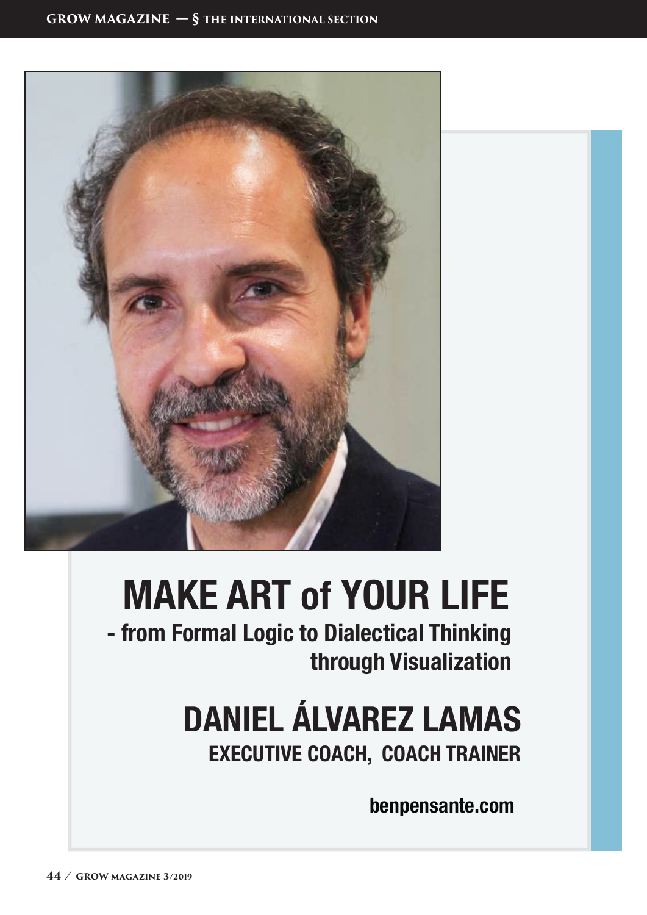# MAKE ART of YOUR LIFE

## - from Formal Logic to Dialectical Thinking through Visualization

## DANIEL ÁLVAREZ LAMAS

### EXECUTIVE COACH, COACH TRAINER

**benpensante.com**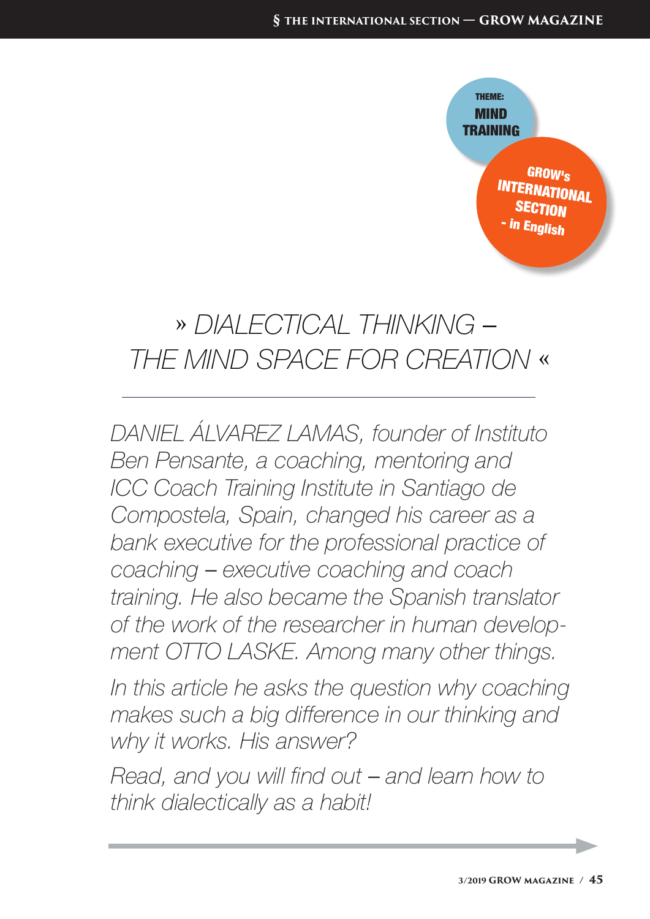THEME: MIND TRAINING

GROW's INTERNATIONAL SECTION - in English

# » DIALECTICAL THINKING – THE MIND SPACE FOR CREATION «

*DANIEL ÁLVAREZ LAMAS, founder of Instituto Ben Pensante, a coaching, mentoring and ICC Coach Training Institute in Santiago de Compostela, Spain, changed his career as a bank executive for the professional practice of coaching – executive coaching and coach training. He also became the Spanish translator of the work of the researcher in human development OTTO LASKE. Among many other things.*

*In this article he asks the question why coaching makes such a big difference in our thinking and why it works. His answer?*

*Read, and you will find out – and learn how to think dialectically as a habit!*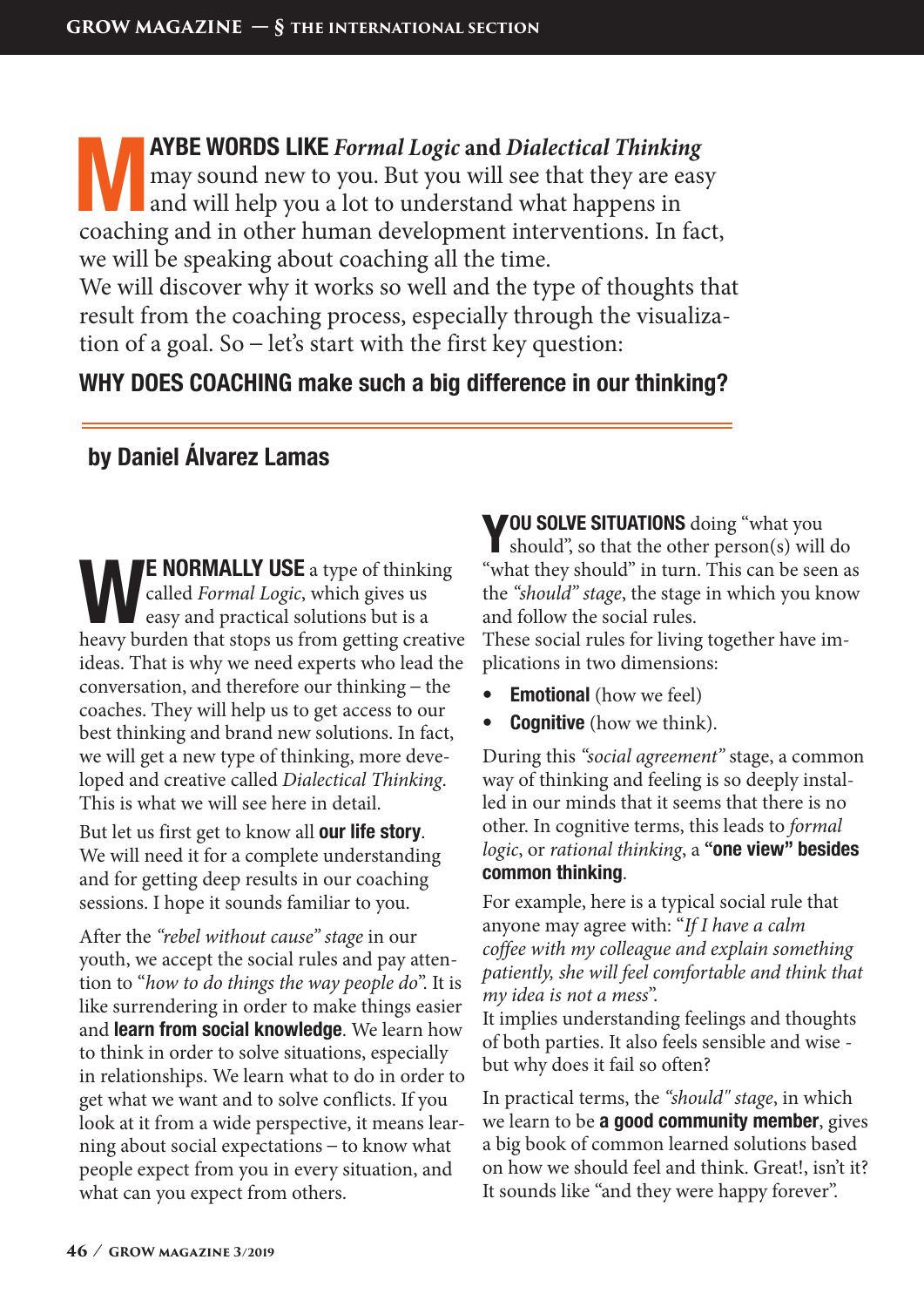**MAYBE WORDS LIKE** ***Formal Logic*** **and** ***Dialectical Thinking*** may sound new to you. But you will see that they are easy and will help you a lot to understand what happens in coaching and in other human development interventions. In fact, we will be speaking about coaching all the time.
We will discover why it works so well and the type of thoughts that result from the coaching process, especially through the visualization of a goal. So – let's start with the first key question:

## WHY DOES COACHING make such a big difference in our thinking?

**by Daniel Álvarez Lamas**

**WE NORMALLY USE** a type of thinking called *Formal Logic*, which gives us easy and practical solutions but is a heavy burden that stops us from getting creative ideas. That is why we need experts who lead the conversation, and therefore our thinking – the coaches. They will help us to get access to our best thinking and brand new solutions. In fact, we will get a new type of thinking, more developed and creative called *Dialectical Thinking*. This is what we will see here in detail.

But let us first get to know all **our life story**. We will need it for a complete understanding and for getting deep results in our coaching sessions. I hope it sounds familiar to you.

After the *"rebel without cause" stage* in our youth, we accept the social rules and pay attention to "*how to do things the way people do*". It is like surrendering in order to make things easier and **learn from social knowledge**. We learn how to think in order to solve situations, especially in relationships. We learn what to do in order to get what we want and to solve conflicts. If you look at it from a wide perspective, it means learning about social expectations – to know what people expect from you in every situation, and what can you expect from others.

**YOU SOLVE SITUATIONS** doing "what you should", so that the other person(s) will do "what they should" in turn. This can be seen as the *"should" stage*, the stage in which you know and follow the social rules.
These social rules for living together have implications in two dimensions:

- **Emotional** (how we feel)
- **Cognitive** (how we think).

During this *"social agreement"* stage, a common way of thinking and feeling is so deeply installed in our minds that it seems that there is no other. In cognitive terms, this leads to *formal logic*, or *rational thinking*, a **"one view" besides common thinking**.

For example, here is a typical social rule that anyone may agree with: "*If I have a calm coffee with my colleague and explain something patiently, she will feel comfortable and think that my idea is not a mess*".
It implies understanding feelings and thoughts of both parties. It also feels sensible and wise - but why does it fail so often?

In practical terms, the *"should" stage*, in which we learn to be **a good community member**, gives a big book of common learned solutions based on how we should feel and think. Great!, isn't it? It sounds like "and they were happy forever".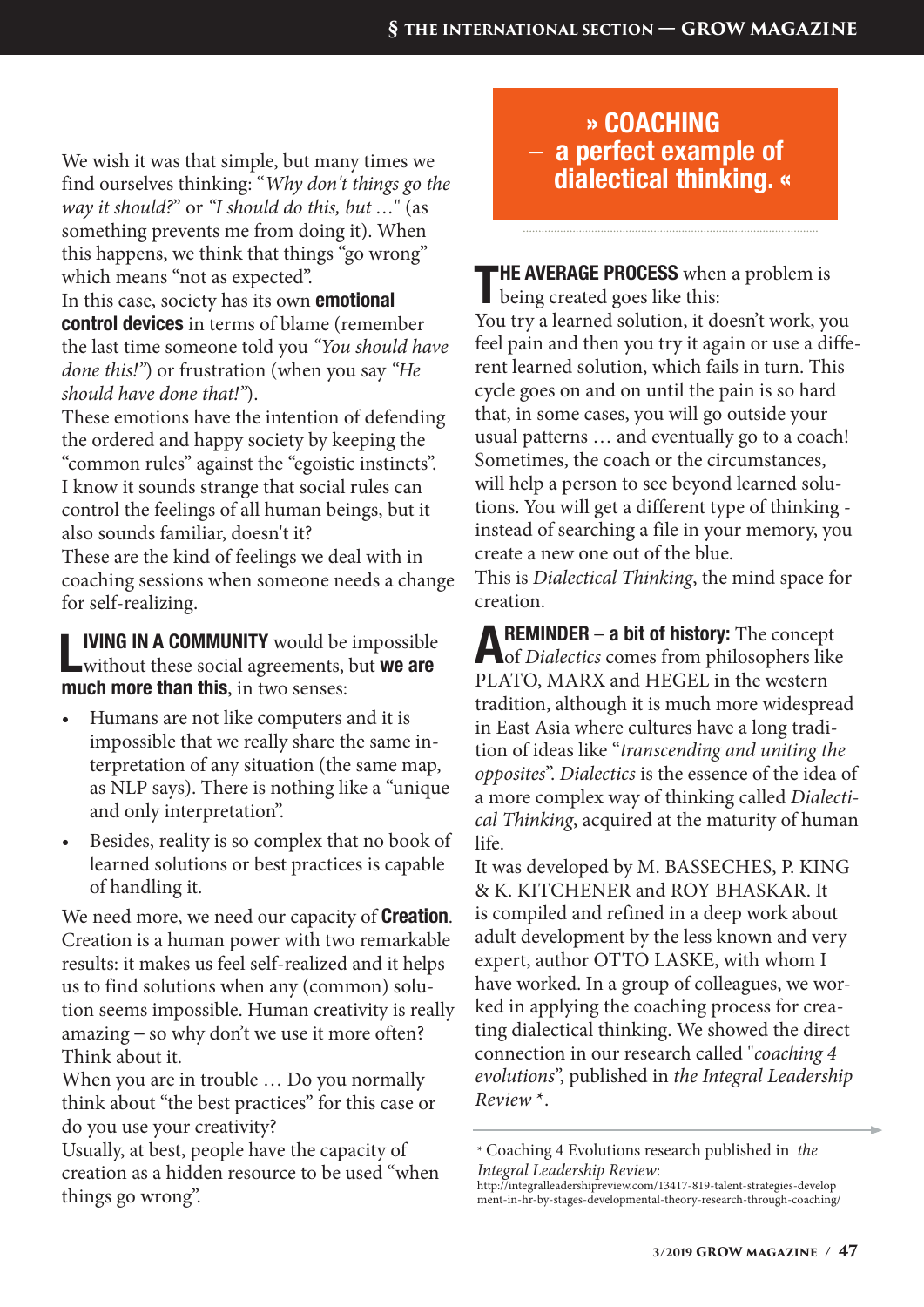We wish it was that simple, but many times we find ourselves thinking: "*Why don't things go the way it should?*" or *"I should do this, but …*" (as something prevents me from doing it). When this happens, we think that things "go wrong" which means "not as expected".
In this case, society has its own **emotional control devices** in terms of blame (remember the last time someone told you *"You should have done this!"*) or frustration (when you say *"He should have done that!"*).
These emotions have the intention of defending the ordered and happy society by keeping the "common rules" against the "egoistic instincts".
I know it sounds strange that social rules can control the feelings of all human beings, but it also sounds familiar, doesn't it?
These are the kind of feelings we deal with in coaching sessions when someone needs a change for self-realizing.

**LIVING IN A COMMUNITY** would be impossible without these social agreements, but **we are much more than this**, in two senses:

- Humans are not like computers and it is impossible that we really share the same interpretation of any situation (the same map, as NLP says). There is nothing like a "unique and only interpretation".
- Besides, reality is so complex that no book of learned solutions or best practices is capable of handling it.

We need more, we need our capacity of **Creation**. Creation is a human power with two remarkable results: it makes us feel self-realized and it helps us to find solutions when any (common) solution seems impossible. Human creativity is really amazing – so why don't we use it more often? Think about it.
When you are in trouble … Do you normally think about "the best practices" for this case or do you use your creativity?
Usually, at best, people have the capacity of creation as a hidden resource to be used "when things go wrong".

## » COACHING – a perfect example of dialectical thinking. «

**THE AVERAGE PROCESS** when a problem is being created goes like this:
You try a learned solution, it doesn't work, you feel pain and then you try it again or use a different learned solution, which fails in turn. This cycle goes on and on until the pain is so hard that, in some cases, you will go outside your usual patterns … and eventually go to a coach! Sometimes, the coach or the circumstances, will help a person to see beyond learned solutions. You will get a different type of thinking - instead of searching a file in your memory, you create a new one out of the blue.
This is *Dialectical Thinking*, the mind space for creation.

**A REMINDER – a bit of history:** The concept of *Dialectics* comes from philosophers like PLATO, MARX and HEGEL in the western tradition, although it is much more widespread in East Asia where cultures have a long tradition of ideas like "*transcending and uniting the opposites*". *Dialectics* is the essence of the idea of a more complex way of thinking called *Dialectical Thinking*, acquired at the maturity of human life.
It was developed by M. BASSECHES, P. KING & K. KITCHENER and ROY BHASKAR. It is compiled and refined in a deep work about adult development by the less known and very expert, author OTTO LASKE, with whom I have worked. In a group of colleagues, we worked in applying the coaching process for creating dialectical thinking. We showed the direct connection in our research called "*coaching 4 evolutions*", published in *the Integral Leadership Review* *.

* Coaching 4 Evolutions research published in *the Integral Leadership Review*:
http://integralleadershipreview.com/13417-819-talent-strategies-development-in-hr-by-stages-developmental-theory-research-through-coaching/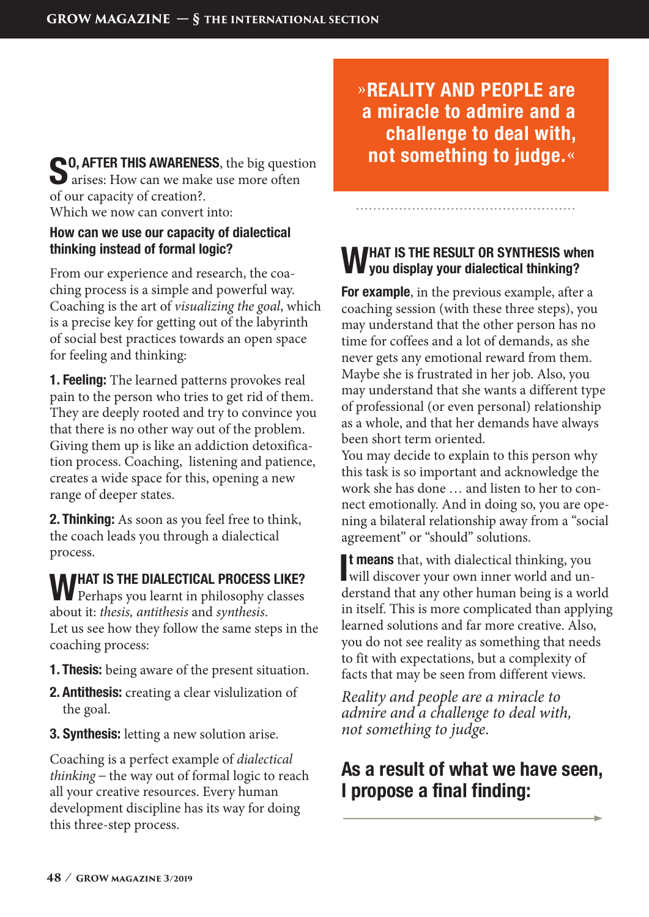**SO, AFTER THIS AWARENESS**, the big question arises: How can we make use more often of our capacity of creation?.
Which we now can convert into:

### How can we use our capacity of dialectical thinking instead of formal logic?

From our experience and research, the coaching process is a simple and powerful way. Coaching is the art of *visualizing the goal*, which is a precise key for getting out of the labyrinth of social best practices towards an open space for feeling and thinking:

**1. Feeling:** The learned patterns provokes real pain to the person who tries to get rid of them. They are deeply rooted and try to convince you that there is no other way out of the problem. Giving them up is like an addiction detoxification process. Coaching, listening and patience, creates a wide space for this, opening a new range of deeper states.

**2. Thinking:** As soon as you feel free to think, the coach leads you through a dialectical process.

### WHAT IS THE DIALECTICAL PROCESS LIKE?

Perhaps you learnt in philosophy classes about it: *thesis, antithesis* and *synthesis*.
Let us see how they follow the same steps in the coaching process:

1. **Thesis:** being aware of the present situation.
2. **Antithesis:** creating a clear vislulization of the goal.
3. **Synthesis:** letting a new solution arise.

Coaching is a perfect example of *dialectical thinking* – the way out of formal logic to reach all your creative resources. Every human development discipline has its way for doing this three-step process.

> »REALITY AND PEOPLE are a miracle to admire and a challenge to deal with, not something to judge.«

### WHAT IS THE RESULT OR SYNTHESIS when you display your dialectical thinking?

**For example**, in the previous example, after a coaching session (with these three steps), you may understand that the other person has no time for coffees and a lot of demands, as she never gets any emotional reward from them. Maybe she is frustrated in her job. Also, you may understand that she wants a different type of professional (or even personal) relationship as a whole, and that her demands have always been short term oriented.
You may decide to explain to this person why this task is so important and acknowledge the work she has done … and listen to her to connect emotionally. And in doing so, you are opening a bilateral relationship away from a "social agreement" or "should" solutions.

**It means** that, with dialectical thinking, you will discover your own inner world and understand that any other human being is a world in itself. This is more complicated than applying learned solutions and far more creative. Also, you do not see reality as something that needs to fit with expectations, but a complexity of facts that may be seen from different views.

*Reality and people are a miracle to admire and a challenge to deal with, not something to judge.*

## As a result of what we have seen, I propose a final finding: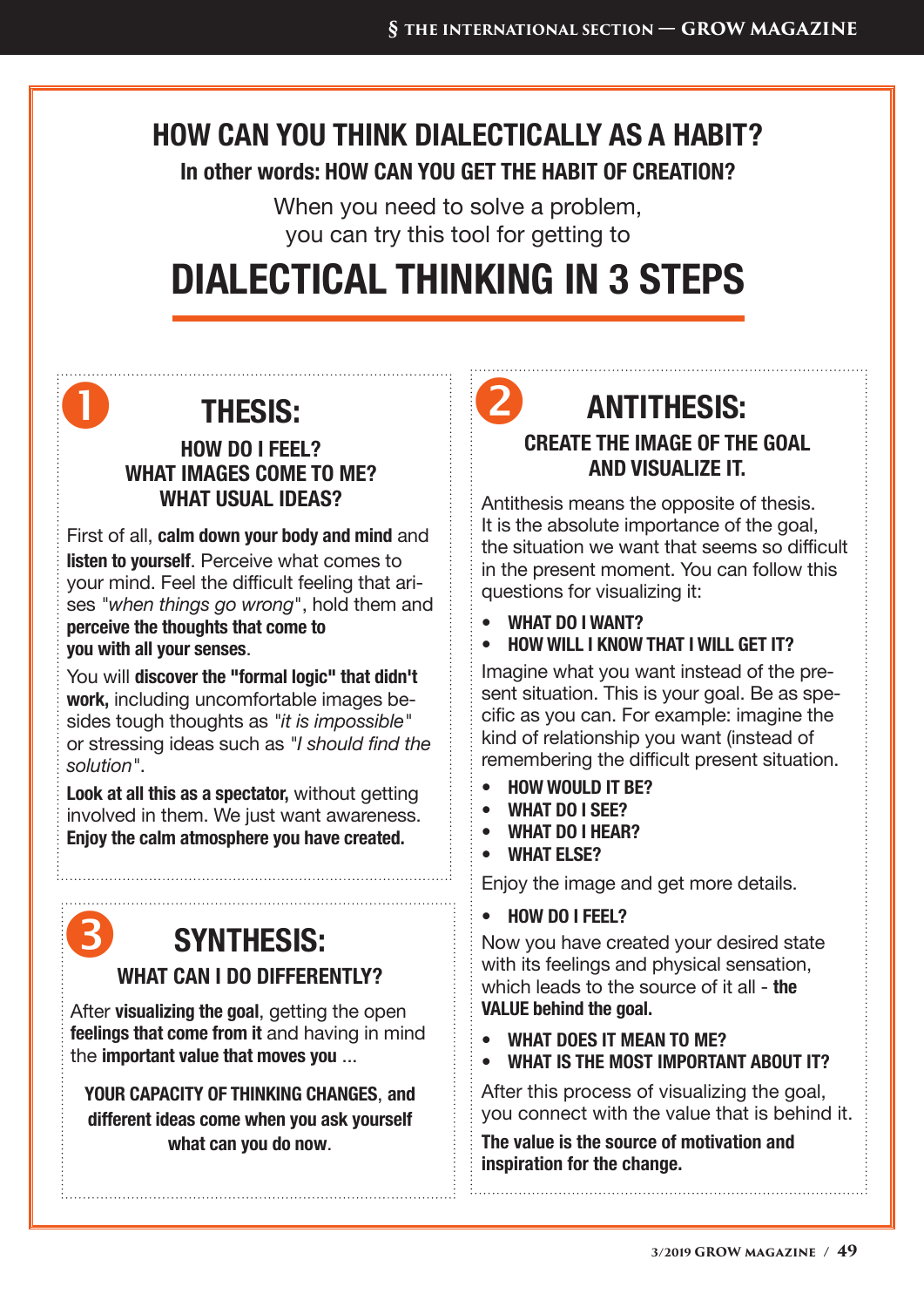# HOW CAN YOU THINK DIALECTICALLY AS A HABIT?

**In other words: HOW CAN YOU GET THE HABIT OF CREATION?**

When you need to solve a problem,
you can try this tool for getting to

# DIALECTICAL THINKING IN 3 STEPS

## 1 THESIS:

### HOW DO I FEEL?
### WHAT IMAGES COME TO ME?
### WHAT USUAL IDEAS?

First of all, **calm down your body and mind** and **listen to yourself**. Perceive what comes to your mind. Feel the difficult feeling that arises "*when things go wrong*", hold them and **perceive the thoughts that come to you with all your senses**.

You will **discover the "formal logic" that didn't work,** including uncomfortable images besides tough thoughts as "*it is impossible*" or stressing ideas such as "*I should find the solution*".

**Look at all this as a spectator,** without getting involved in them. We just want awareness. **Enjoy the calm atmosphere you have created.**

## 2 ANTITHESIS:

### CREATE THE IMAGE OF THE GOAL AND VISUALIZE IT.

Antithesis means the opposite of thesis. It is the absolute importance of the goal, the situation we want that seems so difficult in the present moment. You can follow this questions for visualizing it:

- **WHAT DO I WANT?**
- **HOW WILL I KNOW THAT I WILL GET IT?**

Imagine what you want instead of the present situation. This is your goal. Be as specific as you can. For example: imagine the kind of relationship you want (instead of remembering the difficult present situation.

- **HOW WOULD IT BE?**
- **WHAT DO I SEE?**
- **WHAT DO I HEAR?**
- **WHAT ELSE?**

Enjoy the image and get more details.

- **HOW DO I FEEL?**

Now you have created your desired state with its feelings and physical sensation, which leads to the source of it all - **the VALUE behind the goal.**

- **WHAT DOES IT MEAN TO ME?**
- **WHAT IS THE MOST IMPORTANT ABOUT IT?**

After this process of visualizing the goal, you connect with the value that is behind it.

**The value is the source of motivation and inspiration for the change.**

## 3 SYNTHESIS:

### WHAT CAN I DO DIFFERENTLY?

After **visualizing the goal**, getting the open **feelings that come from it** and having in mind the **important value that moves you** ...

**YOUR CAPACITY OF THINKING CHANGES, and different ideas come when you ask yourself what can you do now**.